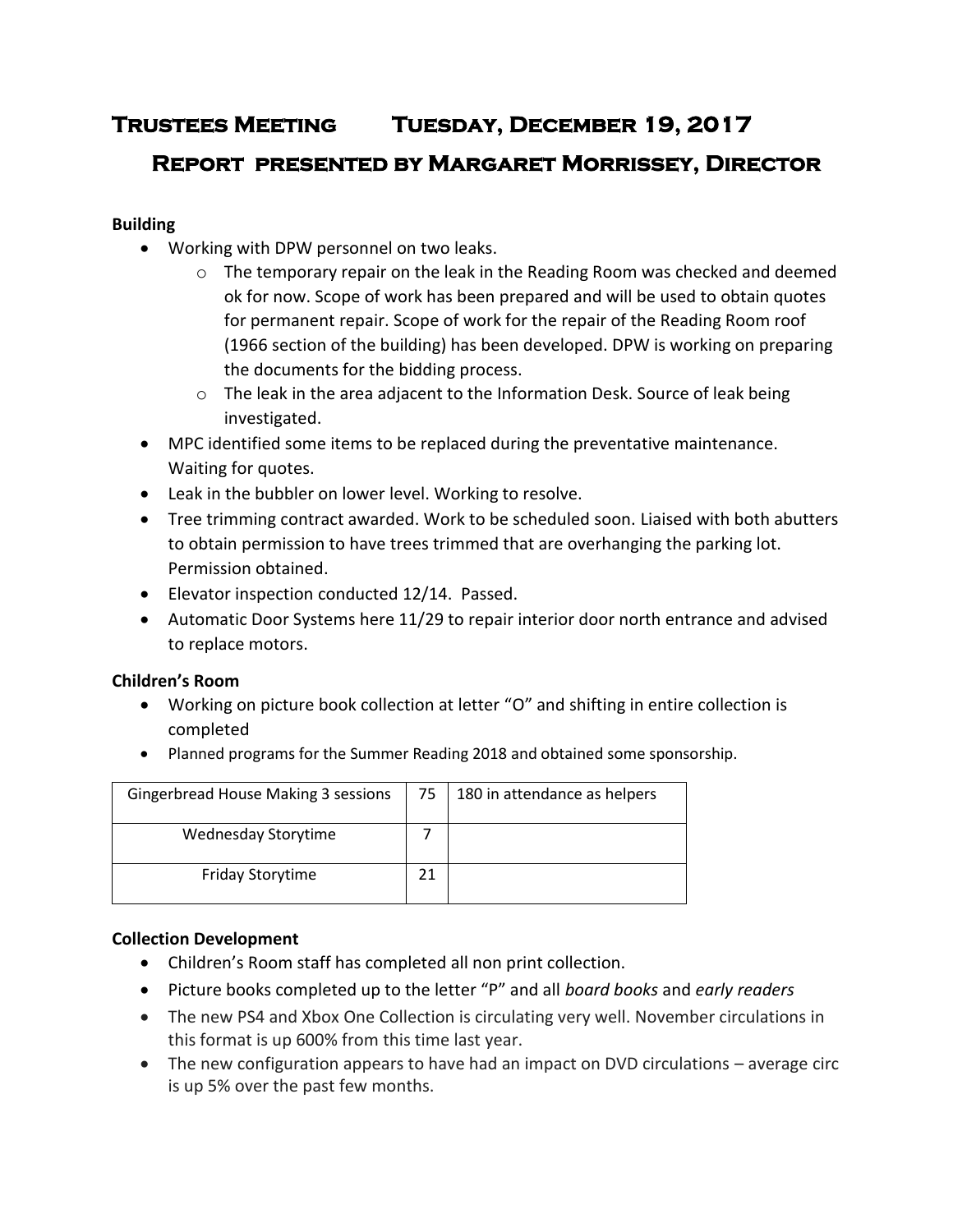# Trustees Meeting Tuesday, December 19, 2017

## Report presented by Margaret Morrissey, Director

**Building**

- Working with DPW personnel on two leaks.
  - The temporary repair on the leak in the Reading Room was checked and deemed ok for now. Scope of work has been prepared and will be used to obtain quotes for permanent repair. Scope of work for the repair of the Reading Room roof (1966 section of the building) has been developed. DPW is working on preparing the documents for the bidding process.
  - The leak in the area adjacent to the Information Desk. Source of leak being investigated.
- MPC identified some items to be replaced during the preventative maintenance. Waiting for quotes.
- Leak in the bubbler on lower level. Working to resolve.
- Tree trimming contract awarded. Work to be scheduled soon. Liaised with both abutters to obtain permission to have trees trimmed that are overhanging the parking lot. Permission obtained.
- Elevator inspection conducted 12/14. Passed.
- Automatic Door Systems here 11/29 to repair interior door north entrance and advised to replace motors.

**Children's Room**

- Working on picture book collection at letter "O" and shifting in entire collection is completed
- Planned programs for the Summer Reading 2018 and obtained some sponsorship.

| | | |
|---|---|---|
| Gingerbread House Making 3 sessions | 75 | 180 in attendance as helpers |
| Wednesday Storytime | 7 | |
| Friday Storytime | 21 | |

**Collection Development**

- Children's Room staff has completed all non print collection.
- Picture books completed up to the letter "P" and all *board books* and *early readers*
- The new PS4 and Xbox One Collection is circulating very well. November circulations in this format is up 600% from this time last year.
- The new configuration appears to have had an impact on DVD circulations – average circ is up 5% over the past few months.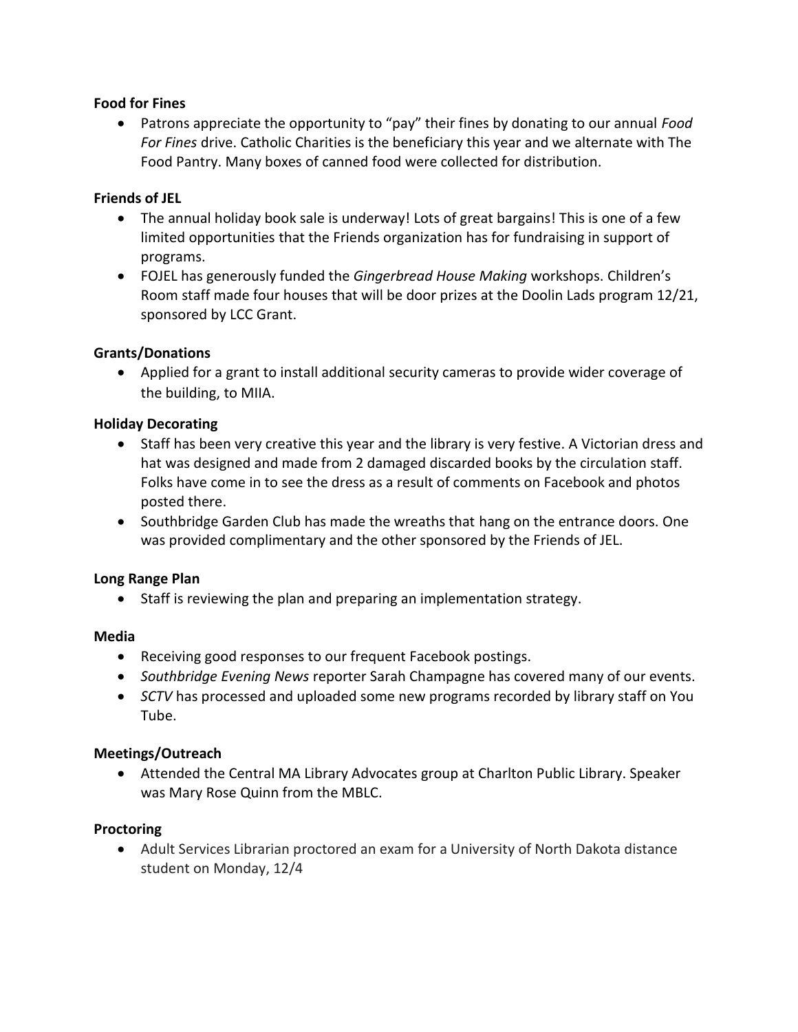**Food for Fines**

- Patrons appreciate the opportunity to "pay" their fines by donating to our annual *Food For Fines* drive. Catholic Charities is the beneficiary this year and we alternate with The Food Pantry. Many boxes of canned food were collected for distribution.

**Friends of JEL**

- The annual holiday book sale is underway! Lots of great bargains! This is one of a few limited opportunities that the Friends organization has for fundraising in support of programs.
- FOJEL has generously funded the *Gingerbread House Making* workshops. Children's Room staff made four houses that will be door prizes at the Doolin Lads program 12/21, sponsored by LCC Grant.

**Grants/Donations**

- Applied for a grant to install additional security cameras to provide wider coverage of the building, to MIIA.

**Holiday Decorating**

- Staff has been very creative this year and the library is very festive. A Victorian dress and hat was designed and made from 2 damaged discarded books by the circulation staff. Folks have come in to see the dress as a result of comments on Facebook and photos posted there.
- Southbridge Garden Club has made the wreaths that hang on the entrance doors. One was provided complimentary and the other sponsored by the Friends of JEL.

**Long Range Plan**

- Staff is reviewing the plan and preparing an implementation strategy.

**Media**

- Receiving good responses to our frequent Facebook postings.
- *Southbridge Evening News* reporter Sarah Champagne has covered many of our events.
- *SCTV* has processed and uploaded some new programs recorded by library staff on You Tube.

**Meetings/Outreach**

- Attended the Central MA Library Advocates group at Charlton Public Library. Speaker was Mary Rose Quinn from the MBLC.

**Proctoring**

- Adult Services Librarian proctored an exam for a University of North Dakota distance student on Monday, 12/4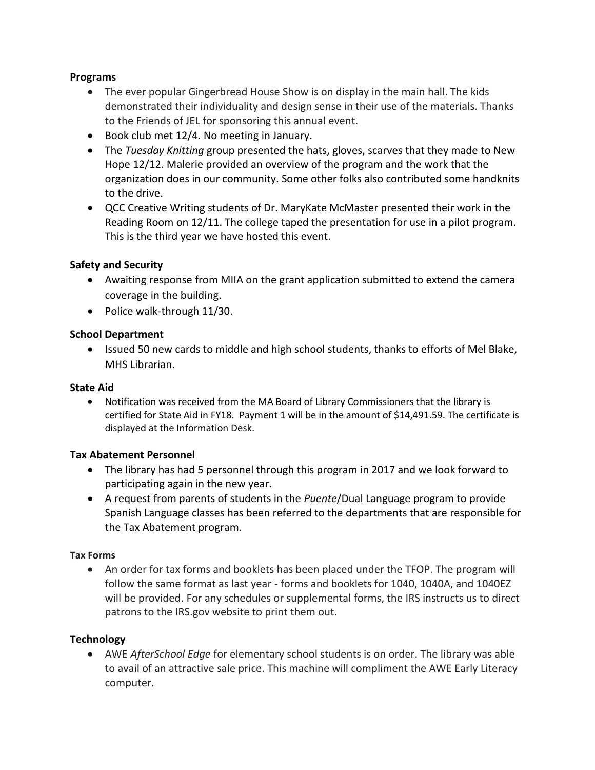**Programs**

- The ever popular Gingerbread House Show is on display in the main hall. The kids demonstrated their individuality and design sense in their use of the materials. Thanks to the Friends of JEL for sponsoring this annual event.
- Book club met 12/4. No meeting in January.
- The *Tuesday Knitting* group presented the hats, gloves, scarves that they made to New Hope 12/12. Malerie provided an overview of the program and the work that the organization does in our community. Some other folks also contributed some handknits to the drive.
- QCC Creative Writing students of Dr. MaryKate McMaster presented their work in the Reading Room on 12/11. The college taped the presentation for use in a pilot program. This is the third year we have hosted this event.

**Safety and Security**

- Awaiting response from MIIA on the grant application submitted to extend the camera coverage in the building.
- Police walk-through 11/30.

**School Department**

- Issued 50 new cards to middle and high school students, thanks to efforts of Mel Blake, MHS Librarian.

**State Aid**

- Notification was received from the MA Board of Library Commissioners that the library is certified for State Aid in FY18. Payment 1 will be in the amount of $14,491.59. The certificate is displayed at the Information Desk.

**Tax Abatement Personnel**

- The library has had 5 personnel through this program in 2017 and we look forward to participating again in the new year.
- A request from parents of students in the *Puente*/Dual Language program to provide Spanish Language classes has been referred to the departments that are responsible for the Tax Abatement program.

**Tax Forms**

- An order for tax forms and booklets has been placed under the TFOP. The program will follow the same format as last year - forms and booklets for 1040, 1040A, and 1040EZ will be provided. For any schedules or supplemental forms, the IRS instructs us to direct patrons to the IRS.gov website to print them out.

**Technology**

- AWE *AfterSchool Edge* for elementary school students is on order. The library was able to avail of an attractive sale price. This machine will compliment the AWE Early Literacy computer.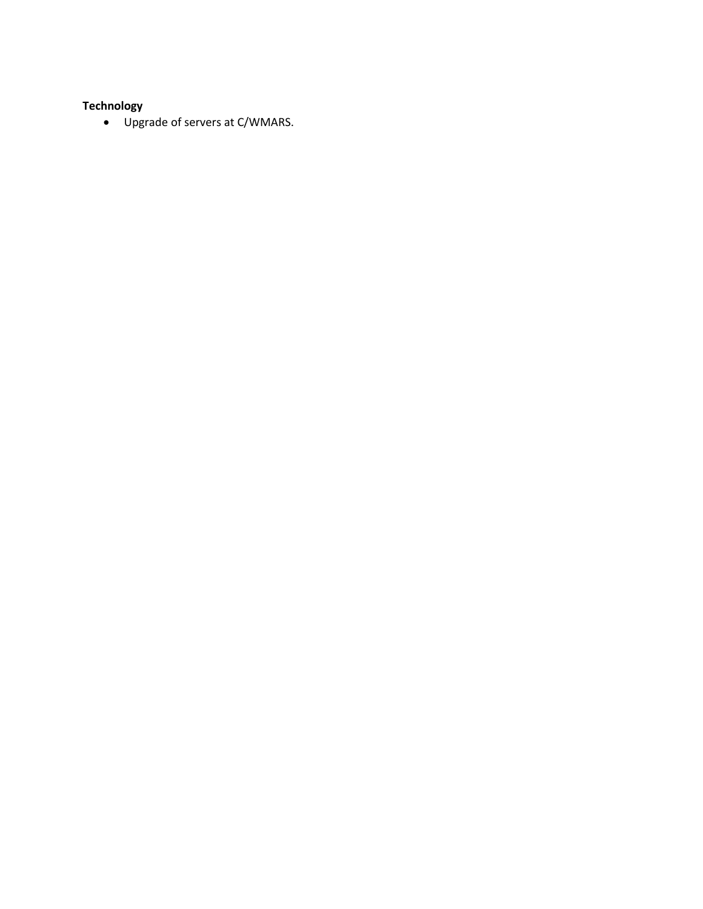**Technology**

- Upgrade of servers at C/WMARS.